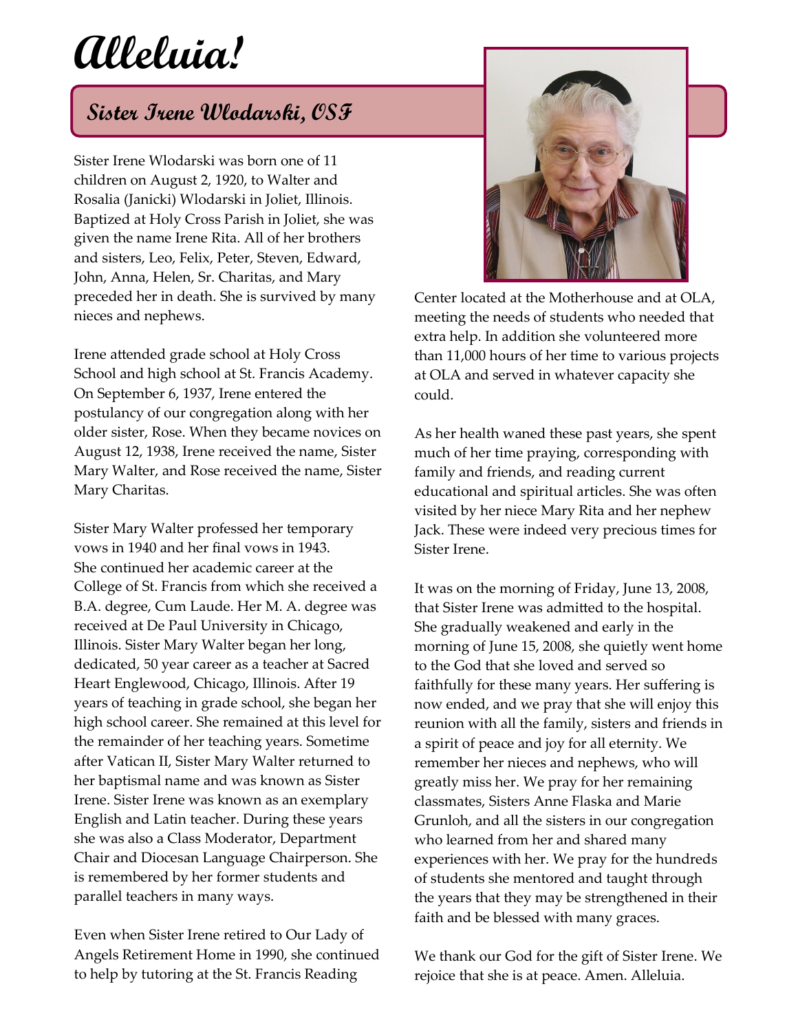# Alleluia!

## Sister Irene Wlodarski, OSF

Sister Irene Wlodarski was born one of 11 children on August 2, 1920, to Walter and Rosalia (Janicki) Wlodarski in Joliet, Illinois. Baptized at Holy Cross Parish in Joliet, she was given the name Irene Rita. All of her brothers and sisters, Leo, Felix, Peter, Steven, Edward, John, Anna, Helen, Sr. Charitas, and Mary preceded her in death. She is survived by many nieces and nephews.

Irene attended grade school at Holy Cross School and high school at St. Francis Academy. On September 6, 1937, Irene entered the postulancy of our congregation along with her older sister, Rose. When they became novices on August 12, 1938, Irene received the name, Sister Mary Walter, and Rose received the name, Sister Mary Charitas.

Sister Mary Walter professed her temporary vows in 1940 and her final vows in 1943. She continued her academic career at the College of St. Francis from which she received a B.A. degree, Cum Laude. Her M. A. degree was received at De Paul University in Chicago, Illinois. Sister Mary Walter began her long, dedicated, 50 year career as a teacher at Sacred Heart Englewood, Chicago, Illinois. After 19 years of teaching in grade school, she began her high school career. She remained at this level for the remainder of her teaching years. Sometime after Vatican II, Sister Mary Walter returned to her baptismal name and was known as Sister Irene. Sister Irene was known as an exemplary English and Latin teacher. During these years she was also a Class Moderator, Department Chair and Diocesan Language Chairperson. She is remembered by her former students and parallel teachers in many ways.

Even when Sister Irene retired to Our Lady of Angels Retirement Home in 1990, she continued to help by tutoring at the St. Francis Reading Center located at the Motherhouse and at OLA, meeting the needs of students who needed that extra help. In addition she volunteered more than 11,000 hours of her time to various projects at OLA and served in whatever capacity she could.

As her health waned these past years, she spent much of her time praying, corresponding with family and friends, and reading current educational and spiritual articles. She was often visited by her niece Mary Rita and her nephew Jack. These were indeed very precious times for Sister Irene.

It was on the morning of Friday, June 13, 2008, that Sister Irene was admitted to the hospital. She gradually weakened and early in the morning of June 15, 2008, she quietly went home to the God that she loved and served so faithfully for these many years. Her suffering is now ended, and we pray that she will enjoy this reunion with all the family, sisters and friends in a spirit of peace and joy for all eternity. We remember her nieces and nephews, who will greatly miss her. We pray for her remaining classmates, Sisters Anne Flaska and Marie Grunloh, and all the sisters in our congregation who learned from her and shared many experiences with her. We pray for the hundreds of students she mentored and taught through the years that they may be strengthened in their faith and be blessed with many graces.

We thank our God for the gift of Sister Irene. We rejoice that she is at peace. Amen. Alleluia.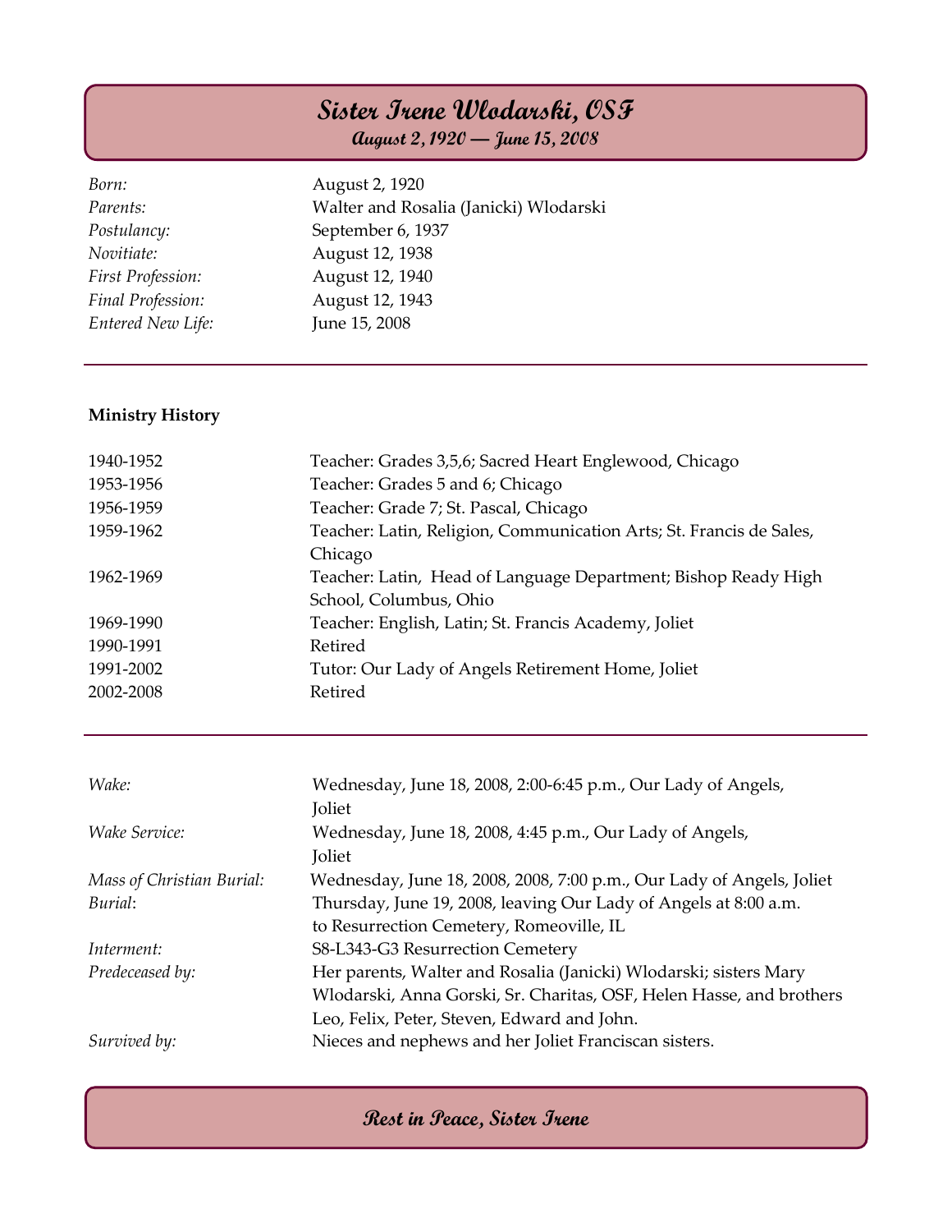# Sister Irene Wlodarski, OSF

**August 2, 1920 — June 15, 2008**

| | |
|---|---|
| *Born:* | August 2, 1920 |
| *Parents:* | Walter and Rosalia (Janicki) Wlodarski |
| *Postulancy:* | September 6, 1937 |
| *Novitiate:* | August 12, 1938 |
| *First Profession:* | August 12, 1940 |
| *Final Profession:* | August 12, 1943 |
| *Entered New Life:* | June 15, 2008 |

---

**Ministry History**

| | |
|---|---|
| 1940-1952 | Teacher: Grades 3,5,6; Sacred Heart Englewood, Chicago |
| 1953-1956 | Teacher: Grades 5 and 6; Chicago |
| 1956-1959 | Teacher: Grade 7; St. Pascal, Chicago |
| 1959-1962 | Teacher: Latin, Religion, Communication Arts; St. Francis de Sales, Chicago |
| 1962-1969 | Teacher: Latin, Head of Language Department; Bishop Ready High School, Columbus, Ohio |
| 1969-1990 | Teacher: English, Latin; St. Francis Academy, Joliet |
| 1990-1991 | Retired |
| 1991-2002 | Tutor: Our Lady of Angels Retirement Home, Joliet |
| 2002-2008 | Retired |

---

| | |
|---|---|
| *Wake:* | Wednesday, June 18, 2008, 2:00-6:45 p.m., Our Lady of Angels, Joliet |
| *Wake Service:* | Wednesday, June 18, 2008, 4:45 p.m., Our Lady of Angels, Joliet |
| *Mass of Christian Burial:* | Wednesday, June 18, 2008, 2008, 7:00 p.m., Our Lady of Angels, Joliet |
| *Burial:* | Thursday, June 19, 2008, leaving Our Lady of Angels at 8:00 a.m. to Resurrection Cemetery, Romeoville, IL |
| *Interment:* | S8-L343-G3 Resurrection Cemetery |
| *Predeceased by:* | Her parents, Walter and Rosalia (Janicki) Wlodarski; sisters Mary Wlodarski, Anna Gorski, Sr. Charitas, OSF, Helen Hasse, and brothers Leo, Felix, Peter, Steven, Edward and John. |
| *Survived by:* | Nieces and nephews and her Joliet Franciscan sisters. |

**Rest in Peace, Sister Irene**